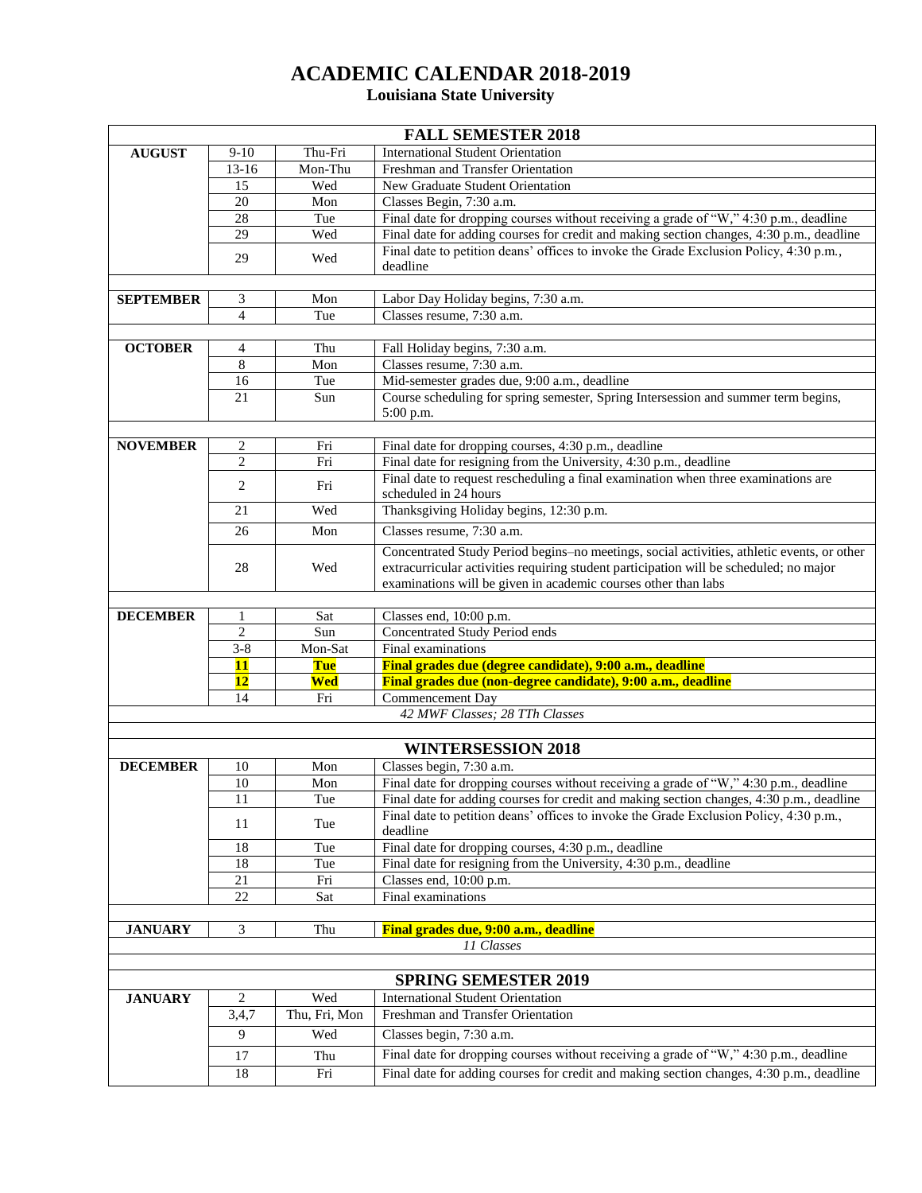# ACADEMIC CALENDAR 2018-2019

## Louisiana State University

### FALL SEMESTER 2018

| Month | Date | Day | Event |
|---|---|---|---|
| **AUGUST** | 9-10 | Thu-Fri | International Student Orientation |
| | 13-16 | Mon-Thu | Freshman and Transfer Orientation |
| | 15 | Wed | New Graduate Student Orientation |
| | 20 | Mon | Classes Begin, 7:30 a.m. |
| | 28 | Tue | Final date for dropping courses without receiving a grade of "W," 4:30 p.m., deadline |
| | 29 | Wed | Final date for adding courses for credit and making section changes, 4:30 p.m., deadline |
| | 29 | Wed | Final date to petition deans' offices to invoke the Grade Exclusion Policy, 4:30 p.m., deadline |
| **SEPTEMBER** | 3 | Mon | Labor Day Holiday begins, 7:30 a.m. |
| | 4 | Tue | Classes resume, 7:30 a.m. |
| **OCTOBER** | 4 | Thu | Fall Holiday begins, 7:30 a.m. |
| | 8 | Mon | Classes resume, 7:30 a.m. |
| | 16 | Tue | Mid-semester grades due, 9:00 a.m., deadline |
| | 21 | Sun | Course scheduling for spring semester, Spring Intersession and summer term begins, 5:00 p.m. |
| **NOVEMBER** | 2 | Fri | Final date for dropping courses, 4:30 p.m., deadline |
| | 2 | Fri | Final date for resigning from the University, 4:30 p.m., deadline |
| | 2 | Fri | Final date to request rescheduling a final examination when three examinations are scheduled in 24 hours |
| | 21 | Wed | Thanksgiving Holiday begins, 12:30 p.m. |
| | 26 | Mon | Classes resume, 7:30 a.m. |
| | 28 | Wed | Concentrated Study Period begins–no meetings, social activities, athletic events, or other extracurricular activities requiring student participation will be scheduled; no major examinations will be given in academic courses other than labs |
| **DECEMBER** | 1 | Sat | Classes end, 10:00 p.m. |
| | 2 | Sun | Concentrated Study Period ends |
| | 3-8 | Mon-Sat | Final examinations |
| | **11** | **Tue** | **Final grades due (degree candidate), 9:00 a.m., deadline** |
| | **12** | **Wed** | **Final grades due (non-degree candidate), 9:00 a.m., deadline** |
| | 14 | Fri | Commencement Day |

*42 MWF Classes; 28 TTh Classes*

### WINTERSESSION 2018

| Month | Date | Day | Event |
|---|---|---|---|
| **DECEMBER** | 10 | Mon | Classes begin, 7:30 a.m. |
| | 10 | Mon | Final date for dropping courses without receiving a grade of "W," 4:30 p.m., deadline |
| | 11 | Tue | Final date for adding courses for credit and making section changes, 4:30 p.m., deadline |
| | 11 | Tue | Final date to petition deans' offices to invoke the Grade Exclusion Policy, 4:30 p.m., deadline |
| | 18 | Tue | Final date for dropping courses, 4:30 p.m., deadline |
| | 18 | Tue | Final date for resigning from the University, 4:30 p.m., deadline |
| | 21 | Fri | Classes end, 10:00 p.m. |
| | 22 | Sat | Final examinations |
| **JANUARY** | 3 | Thu | **Final grades due, 9:00 a.m., deadline** |

*11 Classes*

### SPRING SEMESTER 2019

| Month | Date | Day | Event |
|---|---|---|---|
| **JANUARY** | 2 | Wed | International Student Orientation |
| | 3,4,7 | Thu, Fri, Mon | Freshman and Transfer Orientation |
| | 9 | Wed | Classes begin, 7:30 a.m. |
| | 17 | Thu | Final date for dropping courses without receiving a grade of "W," 4:30 p.m., deadline |
| | 18 | Fri | Final date for adding courses for credit and making section changes, 4:30 p.m., deadline |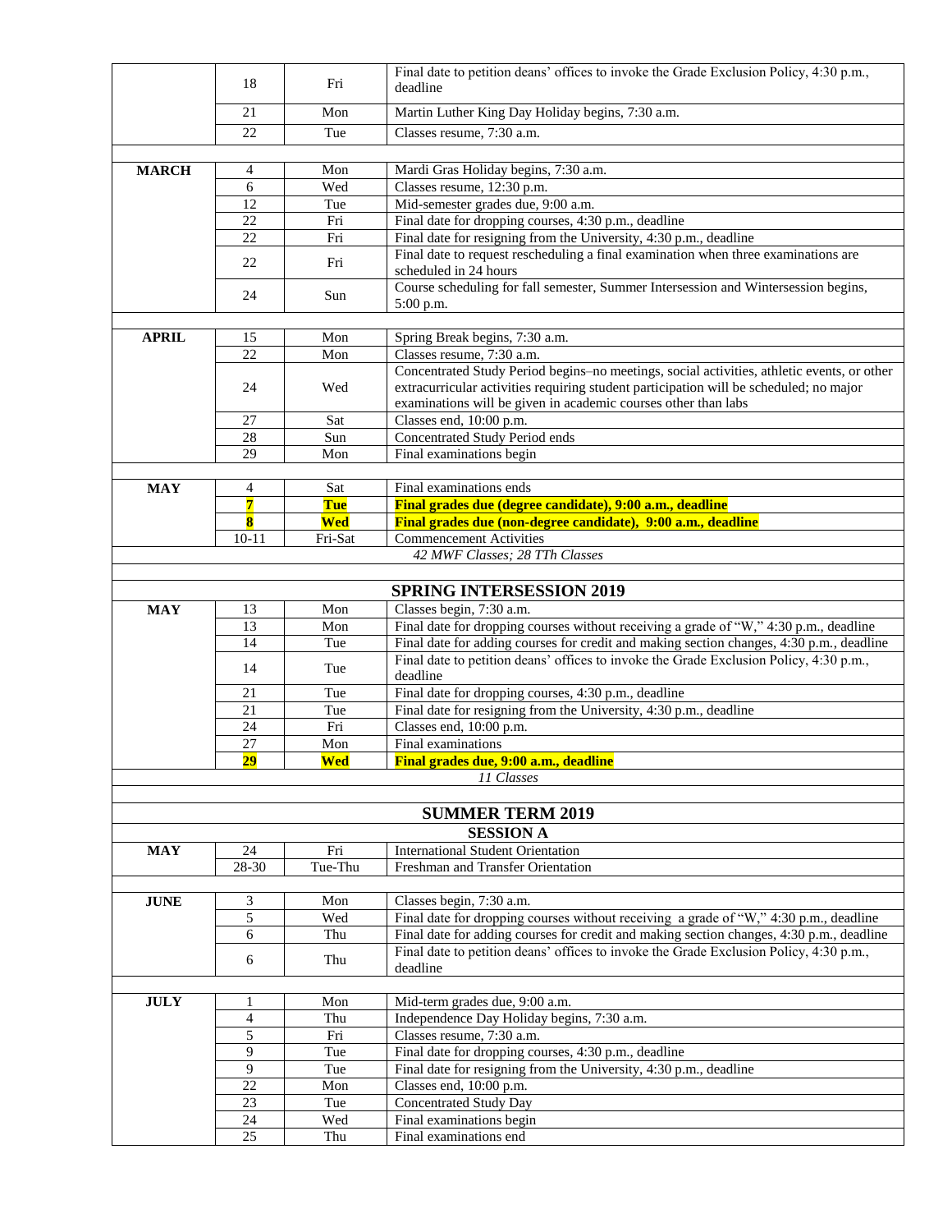| | | | |
|---|---|---|---|
| | 18 | Fri | Final date to petition deans' offices to invoke the Grade Exclusion Policy, 4:30 p.m., deadline |
| | 21 | Mon | Martin Luther King Day Holiday begins, 7:30 a.m. |
| | 22 | Tue | Classes resume, 7:30 a.m. |
| | | | |
| **MARCH** | 4 | Mon | Mardi Gras Holiday begins, 7:30 a.m. |
| | 6 | Wed | Classes resume, 12:30 p.m. |
| | 12 | Tue | Mid-semester grades due, 9:00 a.m. |
| | 22 | Fri | Final date for dropping courses, 4:30 p.m., deadline |
| | 22 | Fri | Final date for resigning from the University, 4:30 p.m., deadline |
| | 22 | Fri | Final date to request rescheduling a final examination when three examinations are scheduled in 24 hours |
| | 24 | Sun | Course scheduling for fall semester, Summer Intersession and Wintersession begins, 5:00 p.m. |
| | | | |
| **APRIL** | 15 | Mon | Spring Break begins, 7:30 a.m. |
| | 22 | Mon | Classes resume, 7:30 a.m. |
| | 24 | Wed | Concentrated Study Period begins–no meetings, social activities, athletic events, or other extracurricular activities requiring student participation will be scheduled; no major examinations will be given in academic courses other than labs |
| | 27 | Sat | Classes end, 10:00 p.m. |
| | 28 | Sun | Concentrated Study Period ends |
| | 29 | Mon | Final examinations begin |
| | | | |
| **MAY** | 4 | Sat | Final examinations ends |
| | **7** | **Tue** | **Final grades due (degree candidate), 9:00 a.m., deadline** |
| | **8** | **Wed** | **Final grades due (non-degree candidate), 9:00 a.m., deadline** |
| | 10-11 | Fri-Sat | Commencement Activities |
| *42 MWF Classes; 28 TTh Classes* | | | |
| | | | |
| **SPRING INTERSESSION 2019** | | | |
| **MAY** | 13 | Mon | Classes begin, 7:30 a.m. |
| | 13 | Mon | Final date for dropping courses without receiving a grade of "W," 4:30 p.m., deadline |
| | 14 | Tue | Final date for adding courses for credit and making section changes, 4:30 p.m., deadline |
| | 14 | Tue | Final date to petition deans' offices to invoke the Grade Exclusion Policy, 4:30 p.m., deadline |
| | 21 | Tue | Final date for dropping courses, 4:30 p.m., deadline |
| | 21 | Tue | Final date for resigning from the University, 4:30 p.m., deadline |
| | 24 | Fri | Classes end, 10:00 p.m. |
| | 27 | Mon | Final examinations |
| | **29** | **Wed** | **Final grades due, 9:00 a.m., deadline** |
| *11 Classes* | | | |
| | | | |
| **SUMMER TERM 2019** | | | |
| **SESSION A** | | | |
| **MAY** | 24 | Fri | International Student Orientation |
| | 28-30 | Tue-Thu | Freshman and Transfer Orientation |
| | | | |
| **JUNE** | 3 | Mon | Classes begin, 7:30 a.m. |
| | 5 | Wed | Final date for dropping courses without receiving a grade of "W," 4:30 p.m., deadline |
| | 6 | Thu | Final date for adding courses for credit and making section changes, 4:30 p.m., deadline |
| | 6 | Thu | Final date to petition deans' offices to invoke the Grade Exclusion Policy, 4:30 p.m., deadline |
| | | | |
| **JULY** | 1 | Mon | Mid-term grades due, 9:00 a.m. |
| | 4 | Thu | Independence Day Holiday begins, 7:30 a.m. |
| | 5 | Fri | Classes resume, 7:30 a.m. |
| | 9 | Tue | Final date for dropping courses, 4:30 p.m., deadline |
| | 9 | Tue | Final date for resigning from the University, 4:30 p.m., deadline |
| | 22 | Mon | Classes end, 10:00 p.m. |
| | 23 | Tue | Concentrated Study Day |
| | 24 | Wed | Final examinations begin |
| | 25 | Thu | Final examinations end |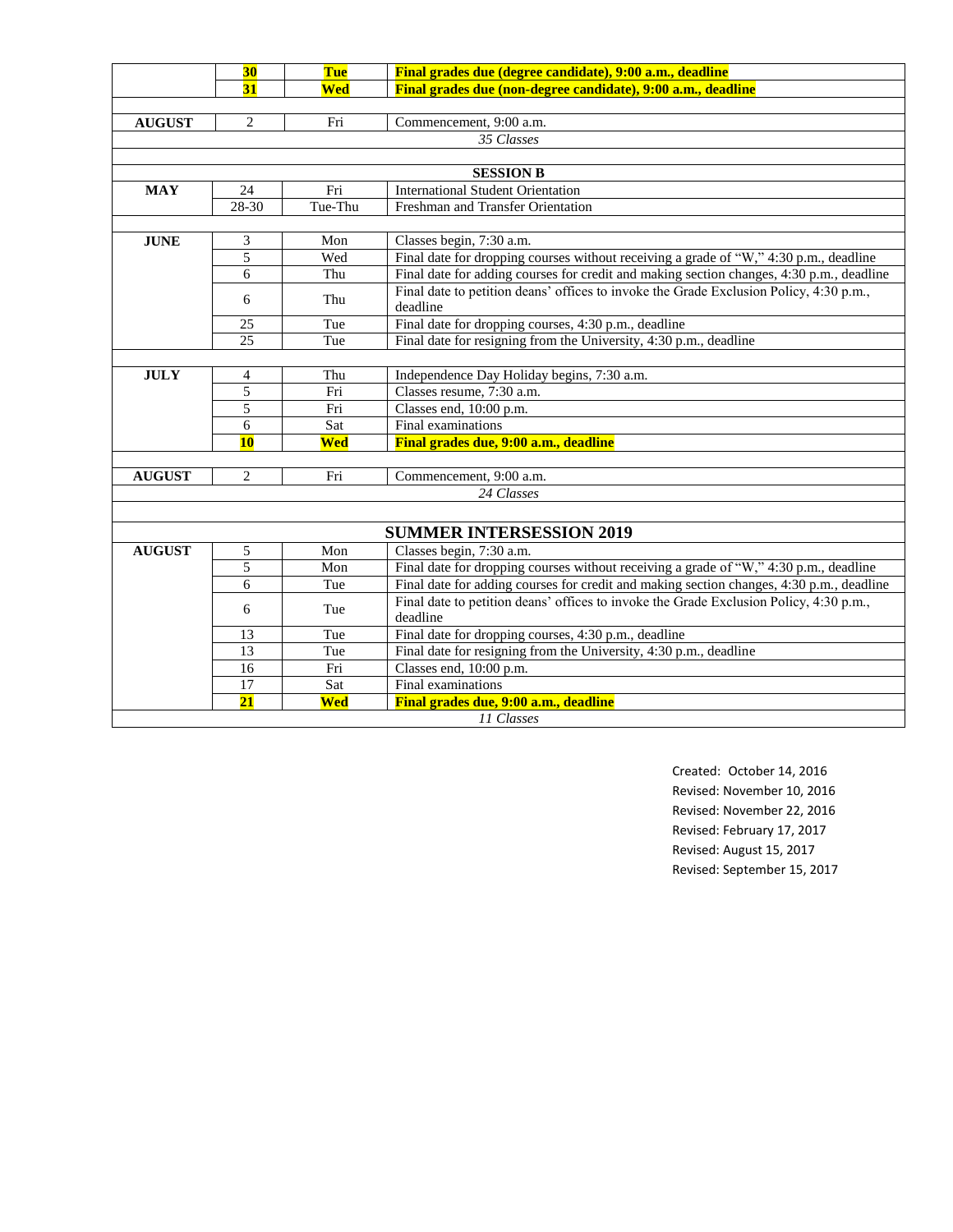| | | | |
|---|---|---|---|
| | **30** | **Tue** | **Final grades due (degree candidate), 9:00 a.m., deadline** |
| | **31** | **Wed** | **Final grades due (non-degree candidate), 9:00 a.m., deadline** |
| | | | |
| **AUGUST** | 2 | Fri | Commencement, 9:00 a.m. |
| | | | *35 Classes* |
| | | | |
| | | | **SESSION B** |
| **MAY** | 24 | Fri | International Student Orientation |
| | 28-30 | Tue-Thu | Freshman and Transfer Orientation |
| | | | |
| **JUNE** | 3 | Mon | Classes begin, 7:30 a.m. |
| | 5 | Wed | Final date for dropping courses without receiving a grade of "W," 4:30 p.m., deadline |
| | 6 | Thu | Final date for adding courses for credit and making section changes, 4:30 p.m., deadline |
| | 6 | Thu | Final date to petition deans' offices to invoke the Grade Exclusion Policy, 4:30 p.m., deadline |
| | 25 | Tue | Final date for dropping courses, 4:30 p.m., deadline |
| | 25 | Tue | Final date for resigning from the University, 4:30 p.m., deadline |
| | | | |
| **JULY** | 4 | Thu | Independence Day Holiday begins, 7:30 a.m. |
| | 5 | Fri | Classes resume, 7:30 a.m. |
| | 5 | Fri | Classes end, 10:00 p.m. |
| | 6 | Sat | Final examinations |
| | **10** | **Wed** | **Final grades due, 9:00 a.m., deadline** |
| | | | |
| **AUGUST** | 2 | Fri | Commencement, 9:00 a.m. |
| | | | *24 Classes* |
| | | | |
| | | | **SUMMER INTERSESSION 2019** |
| **AUGUST** | 5 | Mon | Classes begin, 7:30 a.m. |
| | 5 | Mon | Final date for dropping courses without receiving a grade of "W," 4:30 p.m., deadline |
| | 6 | Tue | Final date for adding courses for credit and making section changes, 4:30 p.m., deadline |
| | 6 | Tue | Final date to petition deans' offices to invoke the Grade Exclusion Policy, 4:30 p.m., deadline |
| | 13 | Tue | Final date for dropping courses, 4:30 p.m., deadline |
| | 13 | Tue | Final date for resigning from the University, 4:30 p.m., deadline |
| | 16 | Fri | Classes end, 10:00 p.m. |
| | 17 | Sat | Final examinations |
| | **21** | **Wed** | **Final grades due, 9:00 a.m., deadline** |
| | | | *11 Classes* |

Created: October 14, 2016
Revised: November 10, 2016
Revised: November 22, 2016
Revised: February 17, 2017
Revised: August 15, 2017
Revised: September 15, 2017